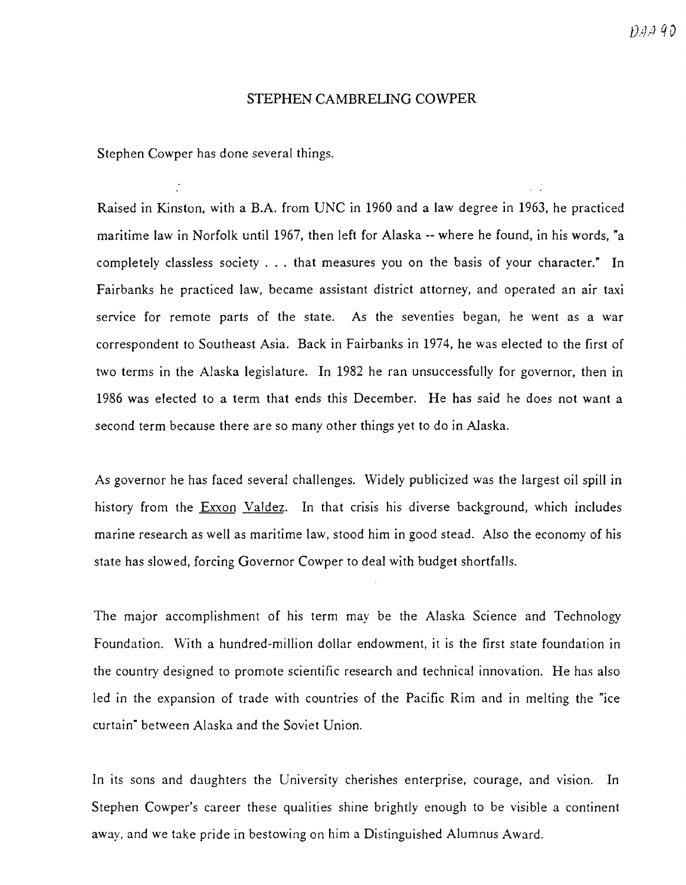# STEPHEN CAMBRELING COWPER

Stephen Cowper has done several things.

Raised in Kinston, with a B.A. from UNC in 1960 and a law degree in 1963, he practiced maritime law in Norfolk until 1967, then left for Alaska -- where he found, in his words, "a completely classless society . . . that measures you on the basis of your character." In Fairbanks he practiced law, became assistant district attorney, and operated an air taxi service for remote parts of the state. As the seventies began, he went as a war correspondent to Southeast Asia. Back in Fairbanks in 1974, he was elected to the first of two terms in the Alaska legislature. In 1982 he ran unsuccessfully for governor, then in 1986 was elected to a term that ends this December. He has said he does not want a second term because there are so many other things yet to do in Alaska.

As governor he has faced several challenges. Widely publicized was the largest oil spill in history from the Exxon Valdez. In that crisis his diverse background, which includes marine research as well as maritime law, stood him in good stead. Also the economy of his state has slowed, forcing Governor Cowper to deal with budget shortfalls.

The major accomplishment of his term may be the Alaska Science and Technology Foundation. With a hundred-million dollar endowment, it is the first state foundation in the country designed to promote scientific research and technical innovation. He has also led in the expansion of trade with countries of the Pacific Rim and in melting the "ice curtain" between Alaska and the Soviet Union.

In its sons and daughters the University cherishes enterprise, courage, and vision. In Stephen Cowper's career these qualities shine brightly enough to be visible a continent away, and we take pride in bestowing on him a Distinguished Alumnus Award.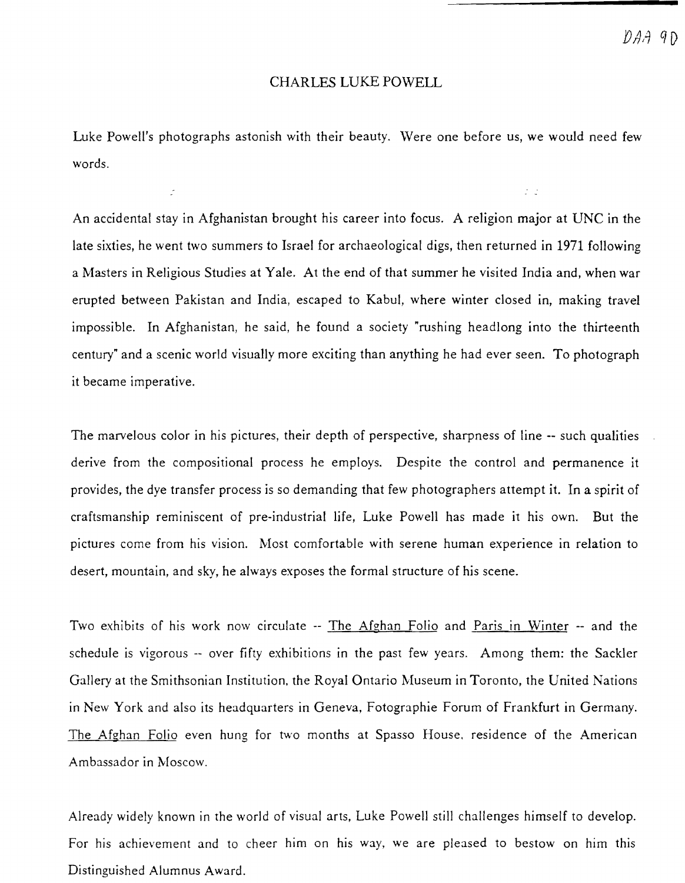# CHARLES LUKE POWELL

Luke Powell's photographs astonish with their beauty. Were one before us, we would need few words.

An accidental stay in Afghanistan brought his career into focus. A religion major at UNC in the late sixties, he went two summers to Israel for archaeological digs, then returned in 1971 following a Masters in Religious Studies at Yale. At the end of that summer he visited India and, when war erupted between Pakistan and India, escaped to Kabul, where winter closed in, making travel impossible. In Afghanistan, he said, he found a society "rushing headlong into the thirteenth century" and a scenic world visually more exciting than anything he had ever seen. To photograph it became imperative.

The marvelous color in his pictures, their depth of perspective, sharpness of line -- such qualities derive from the compositional process he employs. Despite the control and permanence it provides, the dye transfer process is so demanding that few photographers attempt it. In a spirit of craftsmanship reminiscent of pre-industrial life, Luke Powell has made it his own. But the pictures come from his vision. Most comfortable with serene human experience in relation to desert, mountain, and sky, he always exposes the formal structure of his scene.

Two exhibits of his work now circulate -- The Afghan Folio and Paris in Winter -- and the schedule is vigorous -- over fifty exhibitions in the past few years. Among them: the Sackler Gallery at the Smithsonian Institution, the Royal Ontario Museum in Toronto, the United Nations in New York and also its headquarters in Geneva, Fotographie Forum of Frankfurt in Germany. The Afghan Folio even hung for two months at Spasso House, residence of the American Ambassador in Moscow.

Already widely known in the world of visual arts, Luke Powell still challenges himself to develop. For his achievement and to cheer him on his way, we are pleased to bestow on him this Distinguished Alumnus Award.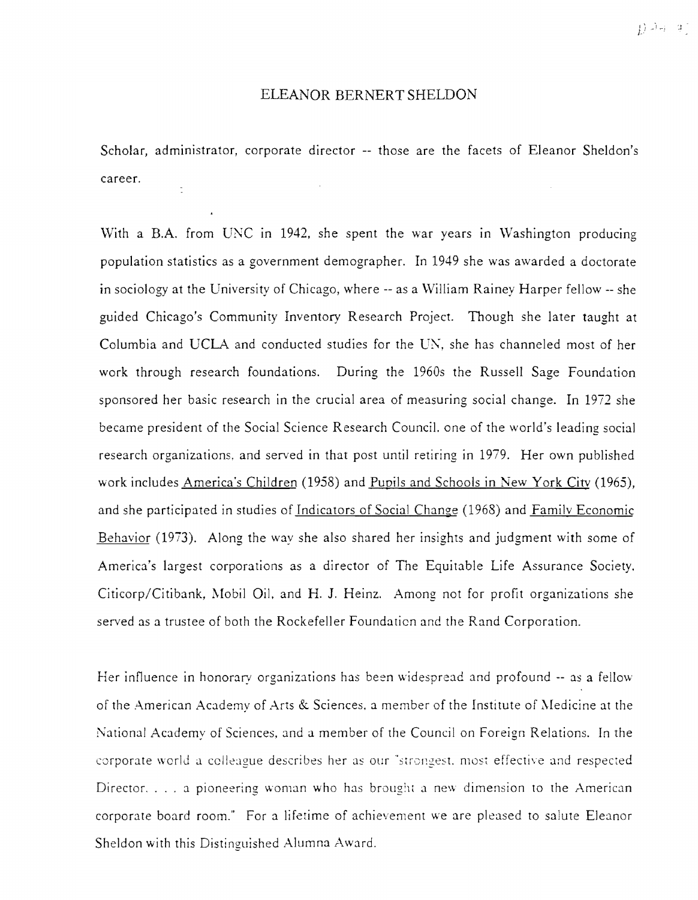# ELEANOR BERNERT SHELDON

Scholar, administrator, corporate director -- those are the facets of Eleanor Sheldon's career.

With a B.A. from UNC in 1942, she spent the war years in Washington producing population statistics as a government demographer. In 1949 she was awarded a doctorate in sociology at the University of Chicago, where -- as a William Rainey Harper fellow -- she guided Chicago's Community Inventory Research Project. Though she later taught at Columbia and UCLA and conducted studies for the UN, she has channeled most of her work through research foundations. During the 1960s the Russell Sage Foundation sponsored her basic research in the crucial area of measuring social change. In 1972 she became president of the Social Science Research Council, one of the world's leading social research organizations, and served in that post until retiring in 1979. Her own published work includes America's Children (1958) and Pupils and Schools in New York City (1965), and she participated in studies of Indicators of Social Change (1968) and Family Economic Behavior (1973). Along the way she also shared her insights and judgment with some of America's largest corporations as a director of The Equitable Life Assurance Society, Citicorp/Citibank, Mobil Oil, and H. J. Heinz. Among not for profit organizations she served as a trustee of both the Rockefeller Foundation and the Rand Corporation.

Her influence in honorary organizations has been widespread and profound -- as a fellow of the American Academy of Arts & Sciences, a member of the Institute of Medicine at the National Academy of Sciences, and a member of the Council on Foreign Relations. In the corporate world a colleague describes her as our "strongest, most effective and respected Director. . . . a pioneering woman who has brought a new dimension to the American corporate board room." For a lifetime of achievement we are pleased to salute Eleanor Sheldon with this Distinguished Alumna Award.